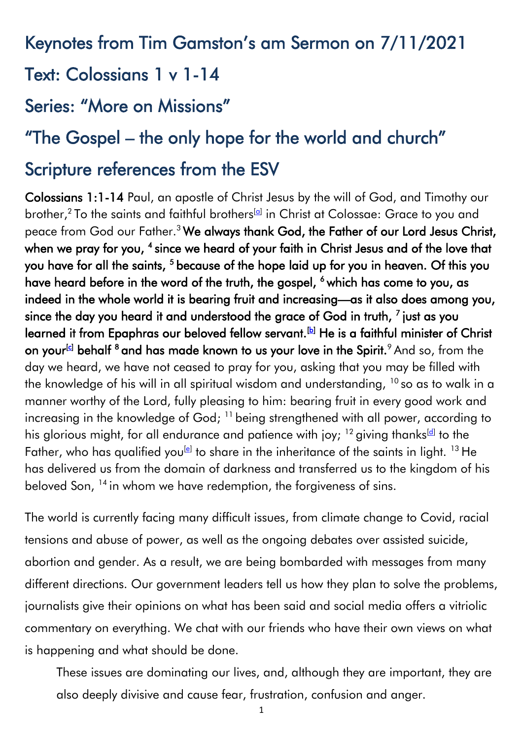## Keynotes from Tim Gamston's am Sermon on 7/11/2021

## Text: Colossians 1 v 1-14

## Series: "More on Missions"

## "The Gospel – the only hope for the world and church"

## Scripture references from the ESV

**Colossians 1:1-14** Paul, an apostle of Christ Jesus by the will of God, and Timothy our brother,[2] To the saints and faithful brothers[a] in Christ at Colossae: Grace to you and peace from God our Father.[3] **We always thank God, the Father of our Lord Jesus Christ, when we pray for you, [4] since we heard of your faith in Christ Jesus and of the love that you have for all the saints, [5] because of the hope laid up for you in heaven. Of this you have heard before in the word of the truth, the gospel, [6] which has come to you, as indeed in the whole world it is bearing fruit and increasing—as it also does among you, since the day you heard it and understood the grace of God in truth, [7] just as you learned it from Epaphras our beloved fellow servant.[b] He is a faithful minister of Christ on your[c] behalf [8] and has made known to us your love in the Spirit.**[9] And so, from the day we heard, we have not ceased to pray for you, asking that you may be filled with the knowledge of his will in all spiritual wisdom and understanding, [10] so as to walk in a manner worthy of the Lord, fully pleasing to him: bearing fruit in every good work and increasing in the knowledge of God; [11] being strengthened with all power, according to his glorious might, for all endurance and patience with joy; [12] giving thanks[d] to the Father, who has qualified you[e] to share in the inheritance of the saints in light. [13] He has delivered us from the domain of darkness and transferred us to the kingdom of his beloved Son, [14] in whom we have redemption, the forgiveness of sins.

The world is currently facing many difficult issues, from climate change to Covid, racial tensions and abuse of power, as well as the ongoing debates over assisted suicide, abortion and gender. As a result, we are being bombarded with messages from many different directions. Our government leaders tell us how they plan to solve the problems, journalists give their opinions on what has been said and social media offers a vitriolic commentary on everything. We chat with our friends who have their own views on what is happening and what should be done.

These issues are dominating our lives, and, although they are important, they are also deeply divisive and cause fear, frustration, confusion and anger.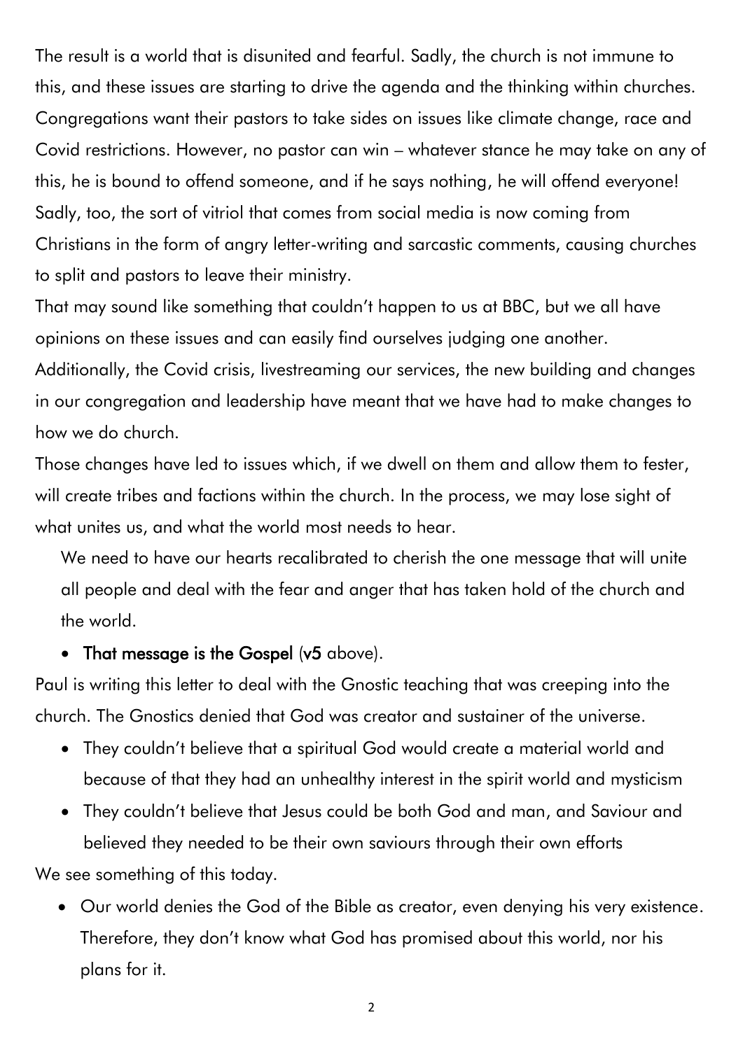The result is a world that is disunited and fearful. Sadly, the church is not immune to this, and these issues are starting to drive the agenda and the thinking within churches. Congregations want their pastors to take sides on issues like climate change, race and Covid restrictions. However, no pastor can win – whatever stance he may take on any of this, he is bound to offend someone, and if he says nothing, he will offend everyone! Sadly, too, the sort of vitriol that comes from social media is now coming from Christians in the form of angry letter-writing and sarcastic comments, causing churches to split and pastors to leave their ministry.

That may sound like something that couldn't happen to us at BBC, but we all have opinions on these issues and can easily find ourselves judging one another.

Additionally, the Covid crisis, livestreaming our services, the new building and changes in our congregation and leadership have meant that we have had to make changes to how we do church.

Those changes have led to issues which, if we dwell on them and allow them to fester, will create tribes and factions within the church. In the process, we may lose sight of what unites us, and what the world most needs to hear.

We need to have our hearts recalibrated to cherish the one message that will unite all people and deal with the fear and anger that has taken hold of the church and the world.

- **That message is the Gospel** (**v5** above).

Paul is writing this letter to deal with the Gnostic teaching that was creeping into the church. The Gnostics denied that God was creator and sustainer of the universe.

- They couldn't believe that a spiritual God would create a material world and because of that they had an unhealthy interest in the spirit world and mysticism
- They couldn't believe that Jesus could be both God and man, and Saviour and believed they needed to be their own saviours through their own efforts

We see something of this today.

- Our world denies the God of the Bible as creator, even denying his very existence. Therefore, they don't know what God has promised about this world, nor his plans for it.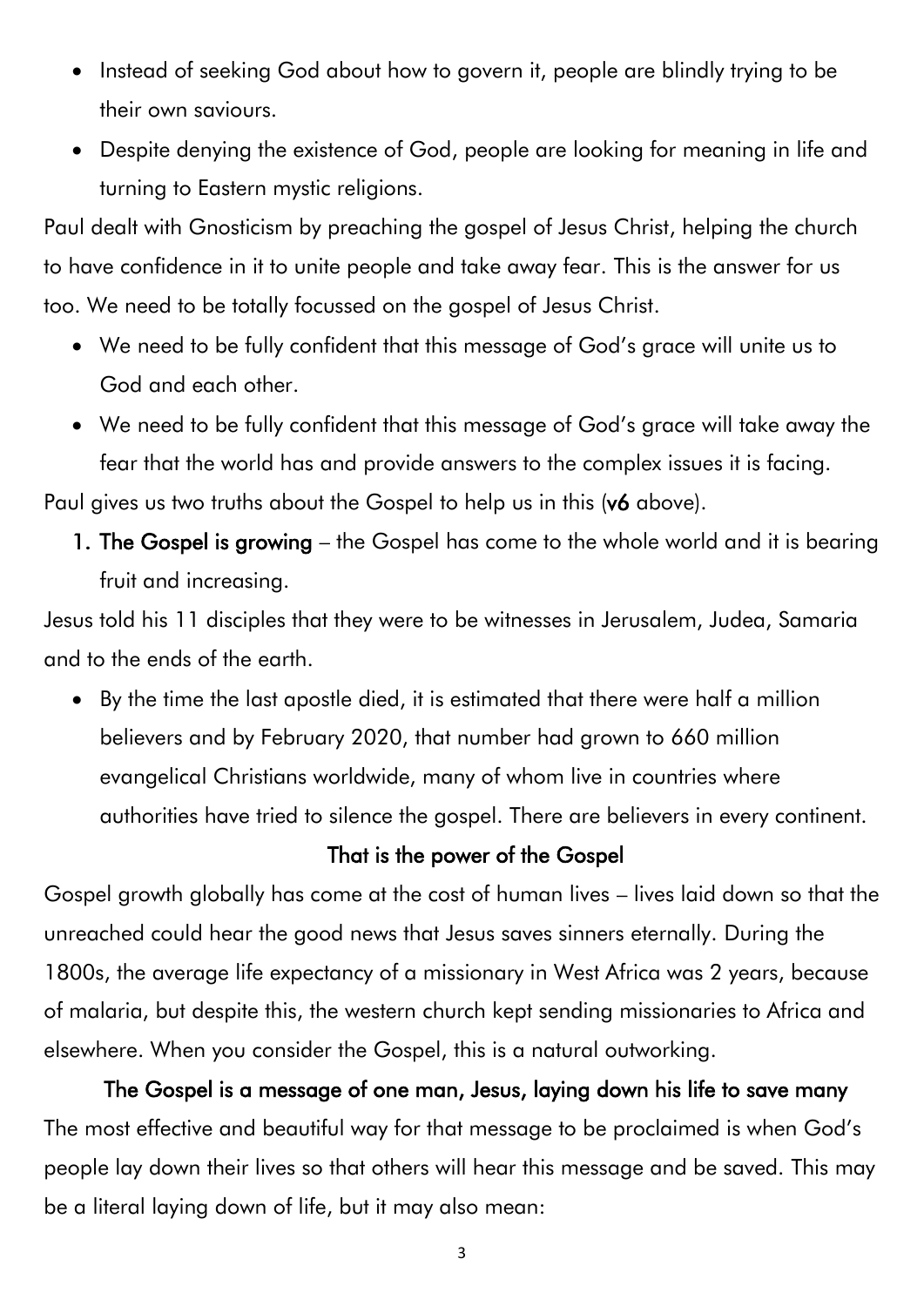- Instead of seeking God about how to govern it, people are blindly trying to be their own saviours.
- Despite denying the existence of God, people are looking for meaning in life and turning to Eastern mystic religions.

Paul dealt with Gnosticism by preaching the gospel of Jesus Christ, helping the church to have confidence in it to unite people and take away fear. This is the answer for us too. We need to be totally focussed on the gospel of Jesus Christ.

- We need to be fully confident that this message of God's grace will unite us to God and each other.
- We need to be fully confident that this message of God's grace will take away the fear that the world has and provide answers to the complex issues it is facing.

Paul gives us two truths about the Gospel to help us in this (**v6** above).

1. **The Gospel is growing** – the Gospel has come to the whole world and it is bearing fruit and increasing.

Jesus told his 11 disciples that they were to be witnesses in Jerusalem, Judea, Samaria and to the ends of the earth.

- By the time the last apostle died, it is estimated that there were half a million believers and by February 2020, that number had grown to 660 million evangelical Christians worldwide, many of whom live in countries where authorities have tried to silence the gospel. There are believers in every continent.

**That is the power of the Gospel**

Gospel growth globally has come at the cost of human lives – lives laid down so that the unreached could hear the good news that Jesus saves sinners eternally. During the 1800s, the average life expectancy of a missionary in West Africa was 2 years, because of malaria, but despite this, the western church kept sending missionaries to Africa and elsewhere. When you consider the Gospel, this is a natural outworking.

**The Gospel is a message of one man, Jesus, laying down his life to save many**

The most effective and beautiful way for that message to be proclaimed is when God's people lay down their lives so that others will hear this message and be saved. This may be a literal laying down of life, but it may also mean: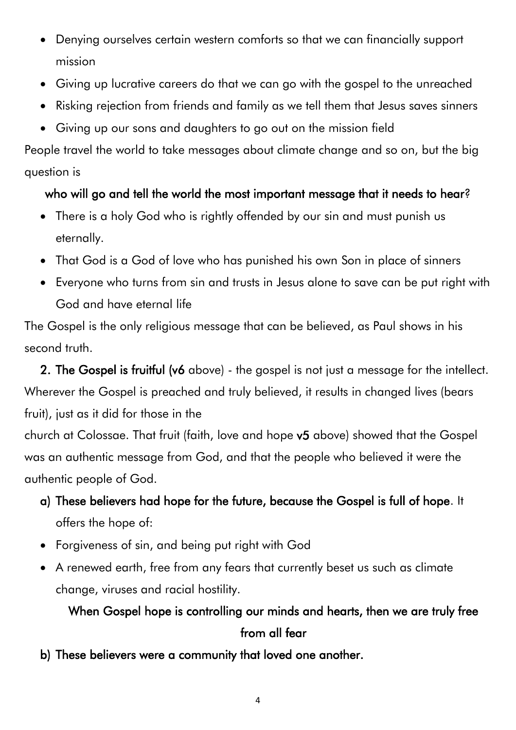- Denying ourselves certain western comforts so that we can financially support mission
- Giving up lucrative careers do that we can go with the gospel to the unreached
- Risking rejection from friends and family as we tell them that Jesus saves sinners
- Giving up our sons and daughters to go out on the mission field

People travel the world to take messages about climate change and so on, but the big question is

**who will go and tell the world the most important message that it needs to hear**?

- There is a holy God who is rightly offended by our sin and must punish us eternally.
- That God is a God of love who has punished his own Son in place of sinners
- Everyone who turns from sin and trusts in Jesus alone to save can be put right with God and have eternal life

The Gospel is the only religious message that can be believed, as Paul shows in his second truth.

**2. The Gospel is fruitful (v6** above) - the gospel is not just a message for the intellect. Wherever the Gospel is preached and truly believed, it results in changed lives (bears fruit), just as it did for those in the church at Colossae. That fruit (faith, love and hope **v5** above) showed that the Gospel was an authentic message from God, and that the people who believed it were the authentic people of God.

a) **These believers had hope for the future, because the Gospel is full of hope**. It offers the hope of:

- Forgiveness of sin, and being put right with God
- A renewed earth, free from any fears that currently beset us such as climate change, viruses and racial hostility.

**When Gospel hope is controlling our minds and hearts, then we are truly free from all fear**

b) **These believers were a community that loved one another.**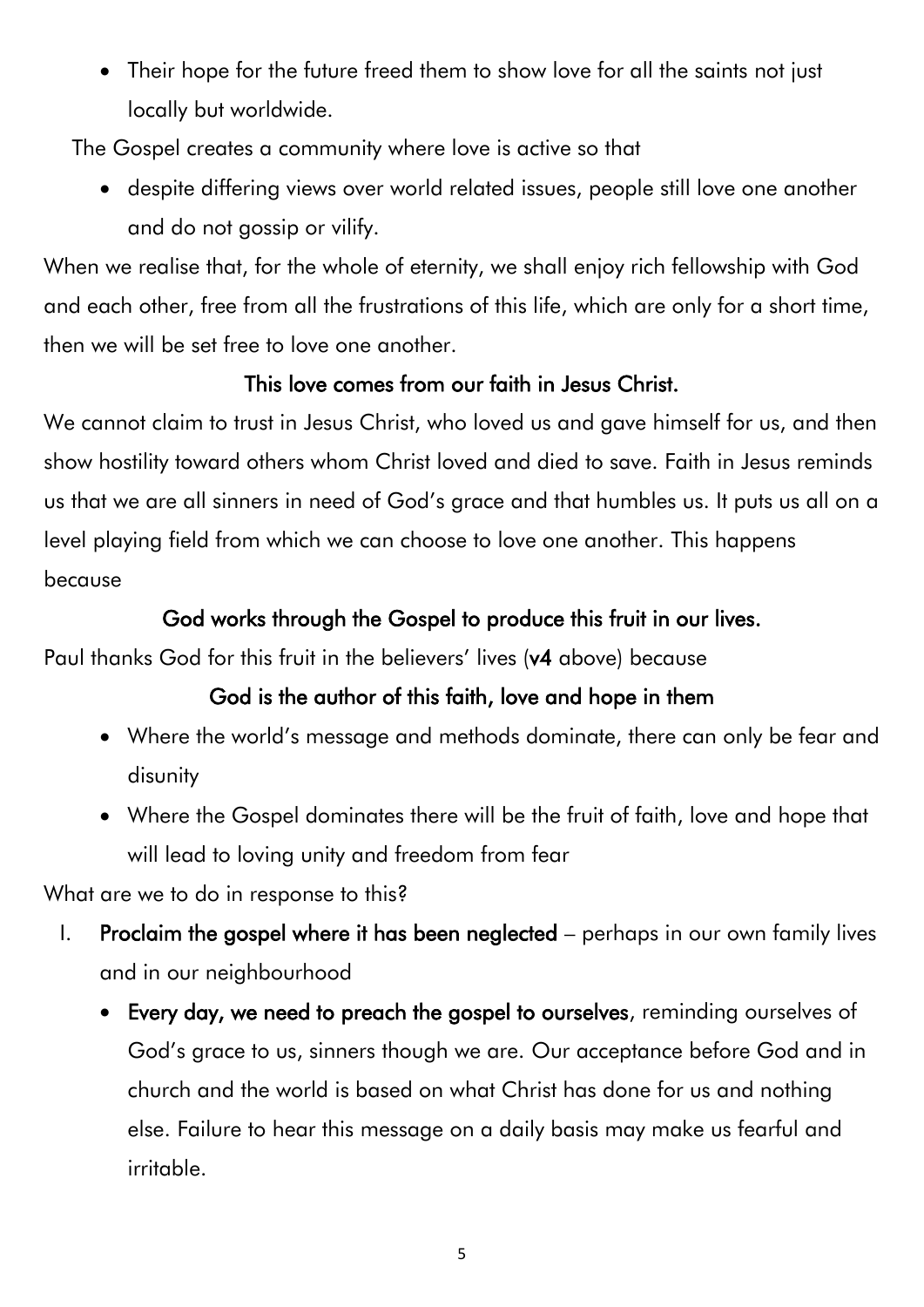- Their hope for the future freed them to show love for all the saints not just locally but worldwide.

The Gospel creates a community where love is active so that

- despite differing views over world related issues, people still love one another and do not gossip or vilify.

When we realise that, for the whole of eternity, we shall enjoy rich fellowship with God and each other, free from all the frustrations of this life, which are only for a short time, then we will be set free to love one another.

**This love comes from our faith in Jesus Christ.**

We cannot claim to trust in Jesus Christ, who loved us and gave himself for us, and then show hostility toward others whom Christ loved and died to save. Faith in Jesus reminds us that we are all sinners in need of God's grace and that humbles us. It puts us all on a level playing field from which we can choose to love one another. This happens because

**God works through the Gospel to produce this fruit in our lives.**

Paul thanks God for this fruit in the believers' lives (**v4** above) because

**God is the author of this faith, love and hope in them**

- Where the world's message and methods dominate, there can only be fear and disunity
- Where the Gospel dominates there will be the fruit of faith, love and hope that will lead to loving unity and freedom from fear

What are we to do in response to this?

I. **Proclaim the gospel where it has been neglected** – perhaps in our own family lives and in our neighbourhood

- **Every day, we need to preach the gospel to ourselves**, reminding ourselves of God's grace to us, sinners though we are. Our acceptance before God and in church and the world is based on what Christ has done for us and nothing else. Failure to hear this message on a daily basis may make us fearful and irritable.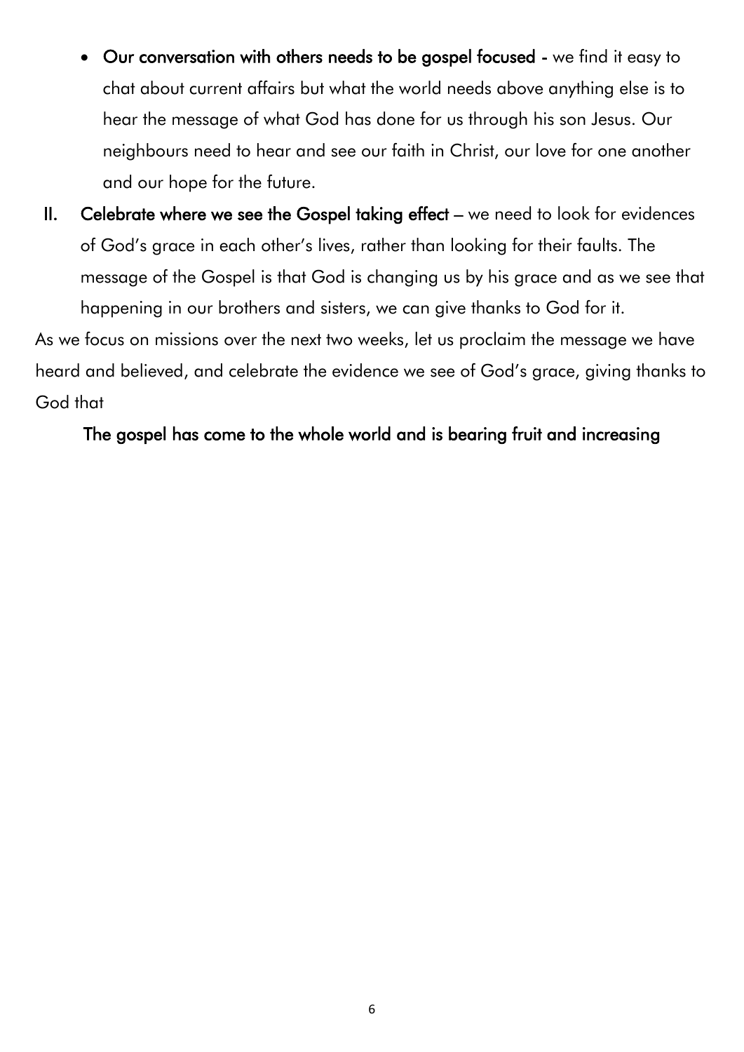- **Our conversation with others needs to be gospel focused** - we find it easy to chat about current affairs but what the world needs above anything else is to hear the message of what God has done for us through his son Jesus. Our neighbours need to hear and see our faith in Christ, our love for one another and our hope for the future.

II. **Celebrate where we see the Gospel taking effect** – we need to look for evidences of God's grace in each other's lives, rather than looking for their faults. The message of the Gospel is that God is changing us by his grace and as we see that happening in our brothers and sisters, we can give thanks to God for it.

As we focus on missions over the next two weeks, let us proclaim the message we have heard and believed, and celebrate the evidence we see of God's grace, giving thanks to God that

**The gospel has come to the whole world and is bearing fruit and increasing**